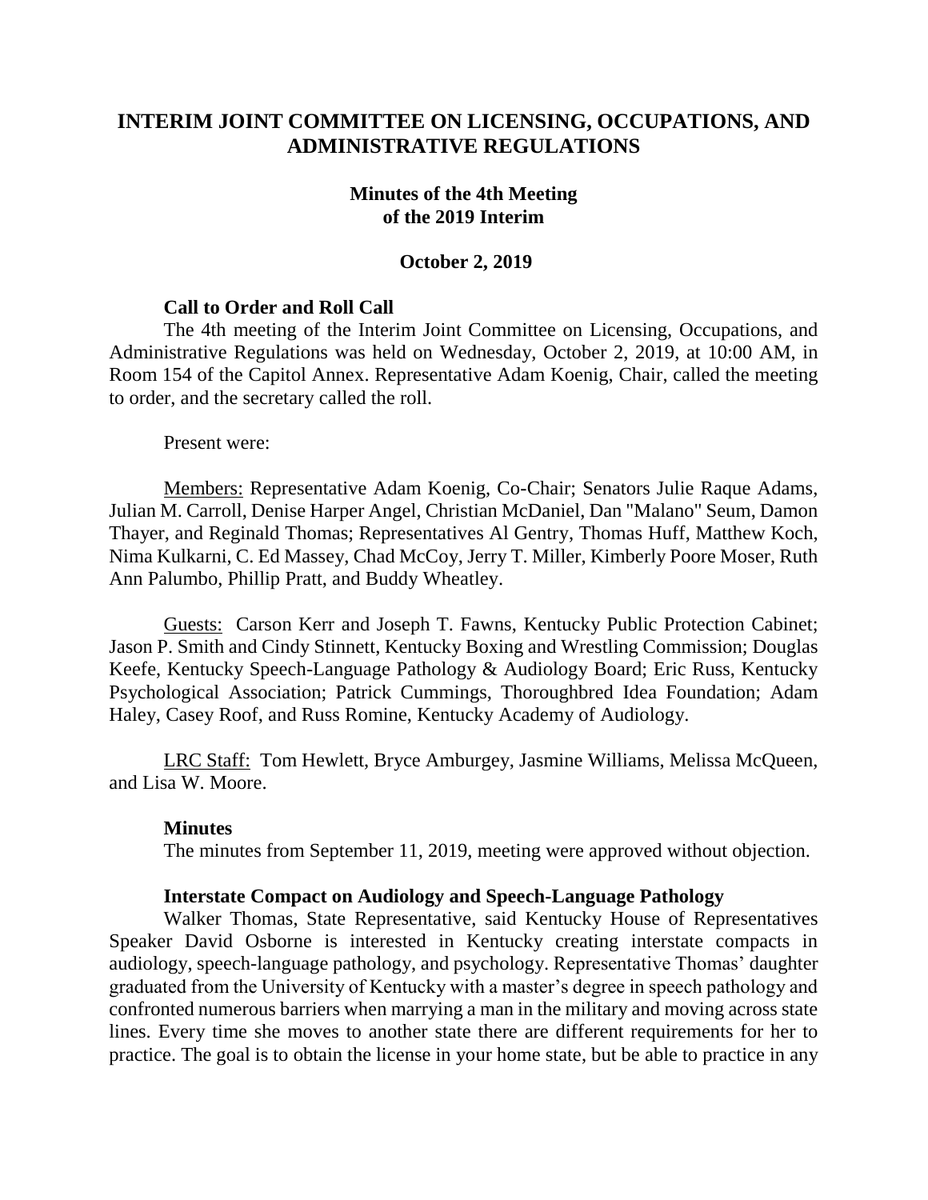# INTERIM JOINT COMMITTEE ON LICENSING, OCCUPATIONS, AND ADMINISTRATIVE REGULATIONS

## Minutes of the 4th Meeting of the 2019 Interim

### October 2, 2019

**Call to Order and Roll Call**

The 4th meeting of the Interim Joint Committee on Licensing, Occupations, and Administrative Regulations was held on Wednesday, October 2, 2019, at 10:00 AM, in Room 154 of the Capitol Annex. Representative Adam Koenig, Chair, called the meeting to order, and the secretary called the roll.

Present were:

Members: Representative Adam Koenig, Co-Chair; Senators Julie Raque Adams, Julian M. Carroll, Denise Harper Angel, Christian McDaniel, Dan "Malano" Seum, Damon Thayer, and Reginald Thomas; Representatives Al Gentry, Thomas Huff, Matthew Koch, Nima Kulkarni, C. Ed Massey, Chad McCoy, Jerry T. Miller, Kimberly Poore Moser, Ruth Ann Palumbo, Phillip Pratt, and Buddy Wheatley.

Guests: Carson Kerr and Joseph T. Fawns, Kentucky Public Protection Cabinet; Jason P. Smith and Cindy Stinnett, Kentucky Boxing and Wrestling Commission; Douglas Keefe, Kentucky Speech-Language Pathology & Audiology Board; Eric Russ, Kentucky Psychological Association; Patrick Cummings, Thoroughbred Idea Foundation; Adam Haley, Casey Roof, and Russ Romine, Kentucky Academy of Audiology.

LRC Staff: Tom Hewlett, Bryce Amburgey, Jasmine Williams, Melissa McQueen, and Lisa W. Moore.

**Minutes**

The minutes from September 11, 2019, meeting were approved without objection.

**Interstate Compact on Audiology and Speech-Language Pathology**

Walker Thomas, State Representative, said Kentucky House of Representatives Speaker David Osborne is interested in Kentucky creating interstate compacts in audiology, speech-language pathology, and psychology. Representative Thomas' daughter graduated from the University of Kentucky with a master's degree in speech pathology and confronted numerous barriers when marrying a man in the military and moving across state lines. Every time she moves to another state there are different requirements for her to practice. The goal is to obtain the license in your home state, but be able to practice in any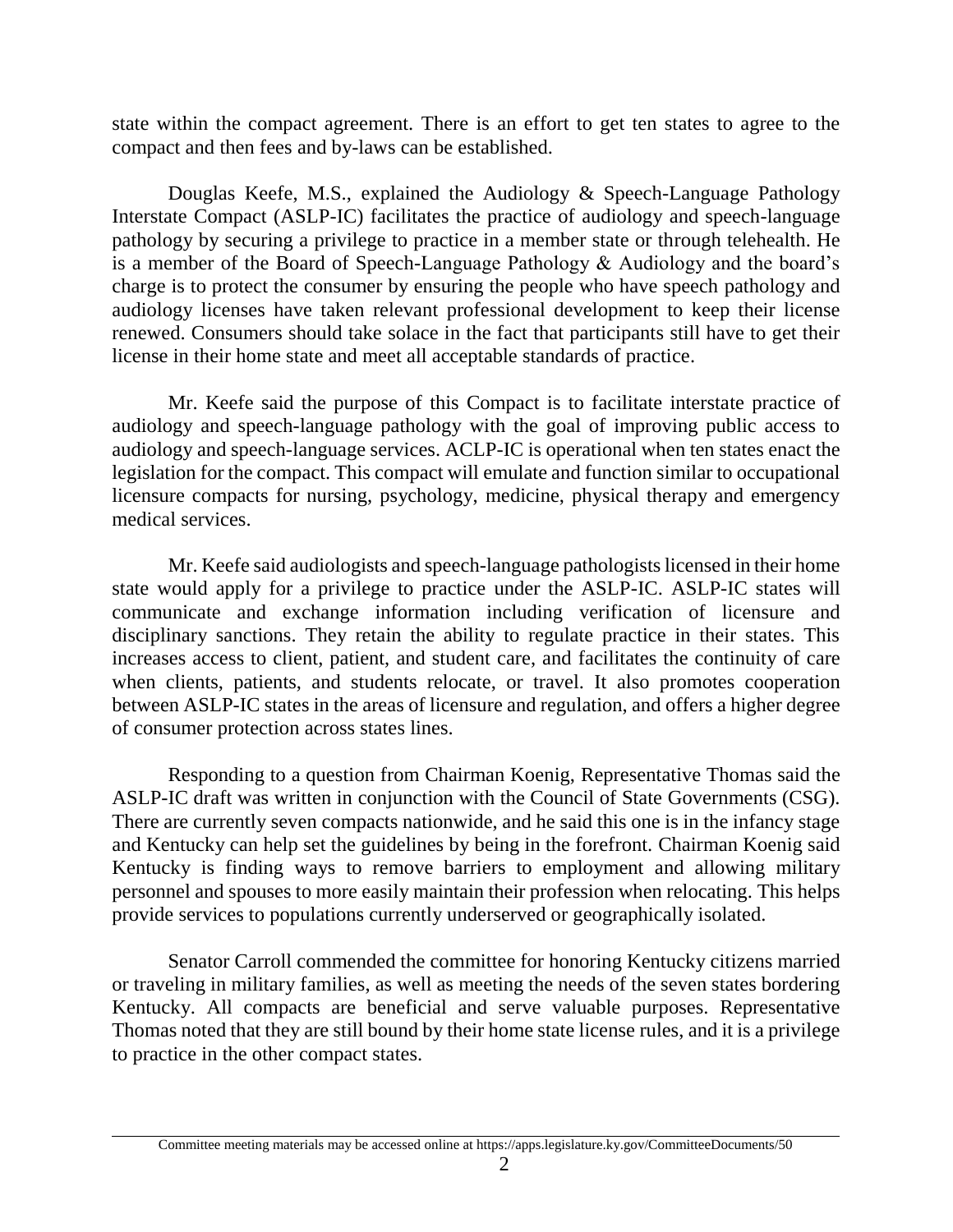state within the compact agreement. There is an effort to get ten states to agree to the compact and then fees and by-laws can be established.

Douglas Keefe, M.S., explained the Audiology & Speech-Language Pathology Interstate Compact (ASLP-IC) facilitates the practice of audiology and speech-language pathology by securing a privilege to practice in a member state or through telehealth. He is a member of the Board of Speech-Language Pathology & Audiology and the board's charge is to protect the consumer by ensuring the people who have speech pathology and audiology licenses have taken relevant professional development to keep their license renewed. Consumers should take solace in the fact that participants still have to get their license in their home state and meet all acceptable standards of practice.

Mr. Keefe said the purpose of this Compact is to facilitate interstate practice of audiology and speech-language pathology with the goal of improving public access to audiology and speech-language services. ACLP-IC is operational when ten states enact the legislation for the compact. This compact will emulate and function similar to occupational licensure compacts for nursing, psychology, medicine, physical therapy and emergency medical services.

Mr. Keefe said audiologists and speech-language pathologists licensed in their home state would apply for a privilege to practice under the ASLP-IC. ASLP-IC states will communicate and exchange information including verification of licensure and disciplinary sanctions. They retain the ability to regulate practice in their states. This increases access to client, patient, and student care, and facilitates the continuity of care when clients, patients, and students relocate, or travel. It also promotes cooperation between ASLP-IC states in the areas of licensure and regulation, and offers a higher degree of consumer protection across states lines.

Responding to a question from Chairman Koenig, Representative Thomas said the ASLP-IC draft was written in conjunction with the Council of State Governments (CSG). There are currently seven compacts nationwide, and he said this one is in the infancy stage and Kentucky can help set the guidelines by being in the forefront. Chairman Koenig said Kentucky is finding ways to remove barriers to employment and allowing military personnel and spouses to more easily maintain their profession when relocating. This helps provide services to populations currently underserved or geographically isolated.

Senator Carroll commended the committee for honoring Kentucky citizens married or traveling in military families, as well as meeting the needs of the seven states bordering Kentucky. All compacts are beneficial and serve valuable purposes. Representative Thomas noted that they are still bound by their home state license rules, and it is a privilege to practice in the other compact states.

Committee meeting materials may be accessed online at https://apps.legislature.ky.gov/CommitteeDocuments/50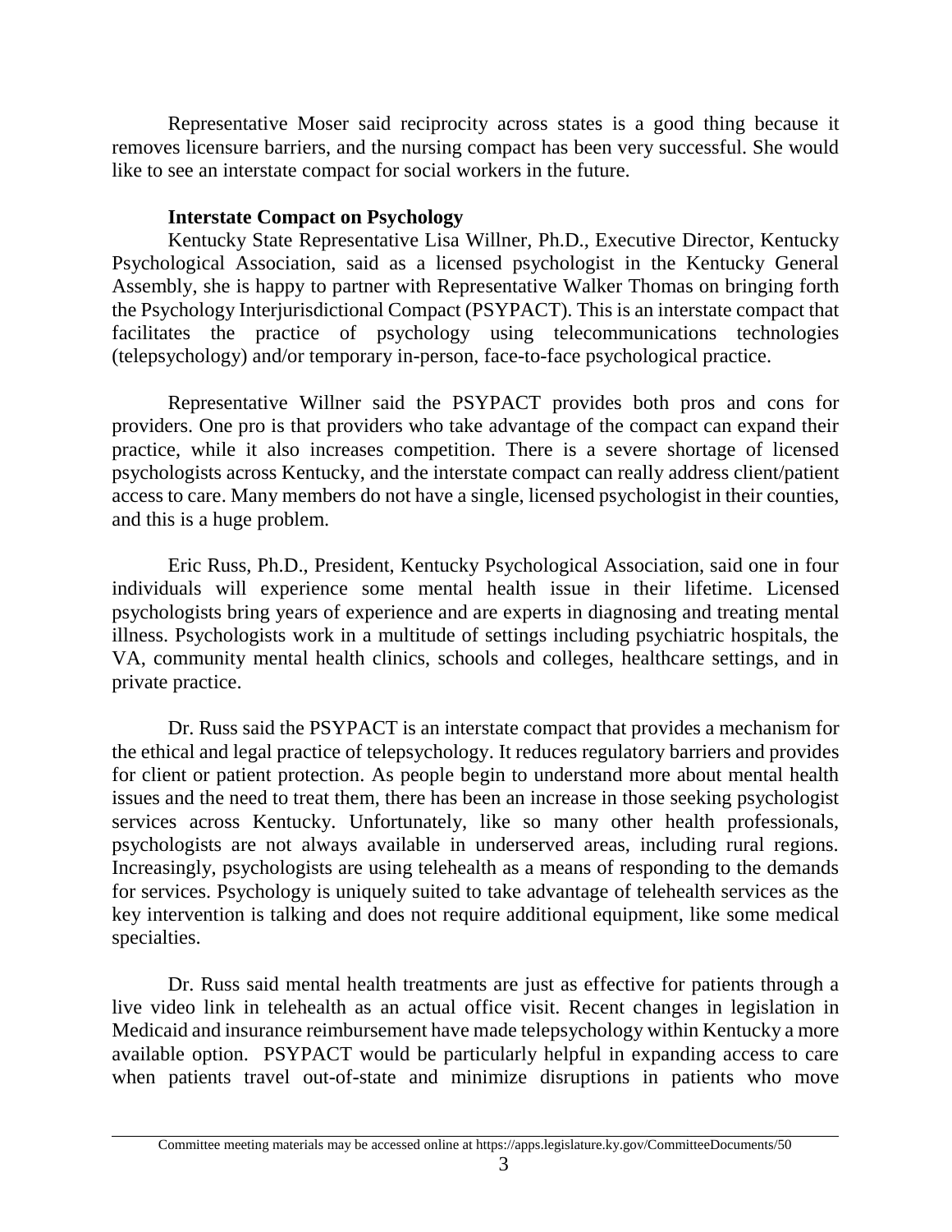Representative Moser said reciprocity across states is a good thing because it removes licensure barriers, and the nursing compact has been very successful. She would like to see an interstate compact for social workers in the future.

**Interstate Compact on Psychology**

Kentucky State Representative Lisa Willner, Ph.D., Executive Director, Kentucky Psychological Association, said as a licensed psychologist in the Kentucky General Assembly, she is happy to partner with Representative Walker Thomas on bringing forth the Psychology Interjurisdictional Compact (PSYPACT). This is an interstate compact that facilitates the practice of psychology using telecommunications technologies (telepsychology) and/or temporary in-person, face-to-face psychological practice.

Representative Willner said the PSYPACT provides both pros and cons for providers. One pro is that providers who take advantage of the compact can expand their practice, while it also increases competition. There is a severe shortage of licensed psychologists across Kentucky, and the interstate compact can really address client/patient access to care. Many members do not have a single, licensed psychologist in their counties, and this is a huge problem.

Eric Russ, Ph.D., President, Kentucky Psychological Association, said one in four individuals will experience some mental health issue in their lifetime. Licensed psychologists bring years of experience and are experts in diagnosing and treating mental illness. Psychologists work in a multitude of settings including psychiatric hospitals, the VA, community mental health clinics, schools and colleges, healthcare settings, and in private practice.

Dr. Russ said the PSYPACT is an interstate compact that provides a mechanism for the ethical and legal practice of telepsychology. It reduces regulatory barriers and provides for client or patient protection. As people begin to understand more about mental health issues and the need to treat them, there has been an increase in those seeking psychologist services across Kentucky. Unfortunately, like so many other health professionals, psychologists are not always available in underserved areas, including rural regions. Increasingly, psychologists are using telehealth as a means of responding to the demands for services. Psychology is uniquely suited to take advantage of telehealth services as the key intervention is talking and does not require additional equipment, like some medical specialties.

Dr. Russ said mental health treatments are just as effective for patients through a live video link in telehealth as an actual office visit. Recent changes in legislation in Medicaid and insurance reimbursement have made telepsychology within Kentucky a more available option. PSYPACT would be particularly helpful in expanding access to care when patients travel out-of-state and minimize disruptions in patients who move

Committee meeting materials may be accessed online at https://apps.legislature.ky.gov/CommitteeDocuments/50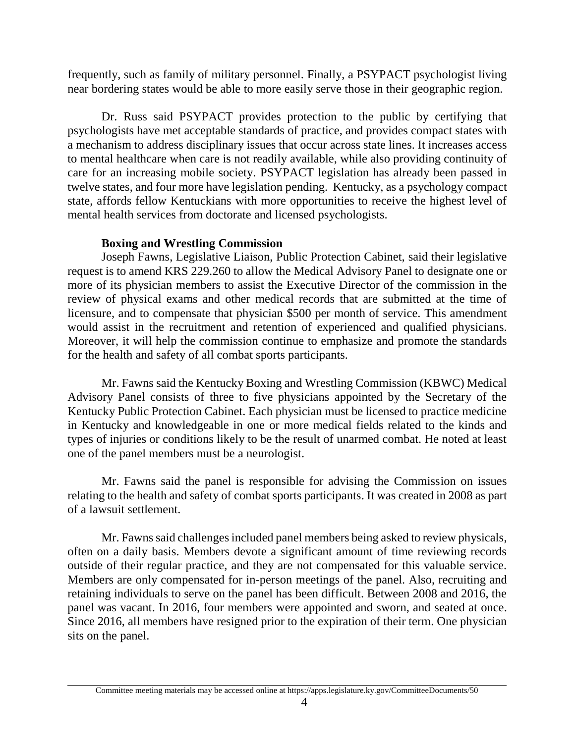frequently, such as family of military personnel. Finally, a PSYPACT psychologist living near bordering states would be able to more easily serve those in their geographic region.

Dr. Russ said PSYPACT provides protection to the public by certifying that psychologists have met acceptable standards of practice, and provides compact states with a mechanism to address disciplinary issues that occur across state lines. It increases access to mental healthcare when care is not readily available, while also providing continuity of care for an increasing mobile society. PSYPACT legislation has already been passed in twelve states, and four more have legislation pending. Kentucky, as a psychology compact state, affords fellow Kentuckians with more opportunities to receive the highest level of mental health services from doctorate and licensed psychologists.

**Boxing and Wrestling Commission**

Joseph Fawns, Legislative Liaison, Public Protection Cabinet, said their legislative request is to amend KRS 229.260 to allow the Medical Advisory Panel to designate one or more of its physician members to assist the Executive Director of the commission in the review of physical exams and other medical records that are submitted at the time of licensure, and to compensate that physician $500 per month of service. This amendment would assist in the recruitment and retention of experienced and qualified physicians. Moreover, it will help the commission continue to emphasize and promote the standards for the health and safety of all combat sports participants.

Mr. Fawns said the Kentucky Boxing and Wrestling Commission (KBWC) Medical Advisory Panel consists of three to five physicians appointed by the Secretary of the Kentucky Public Protection Cabinet. Each physician must be licensed to practice medicine in Kentucky and knowledgeable in one or more medical fields related to the kinds and types of injuries or conditions likely to be the result of unarmed combat. He noted at least one of the panel members must be a neurologist.

Mr. Fawns said the panel is responsible for advising the Commission on issues relating to the health and safety of combat sports participants. It was created in 2008 as part of a lawsuit settlement.

Mr. Fawns said challenges included panel members being asked to review physicals, often on a daily basis. Members devote a significant amount of time reviewing records outside of their regular practice, and they are not compensated for this valuable service. Members are only compensated for in-person meetings of the panel. Also, recruiting and retaining individuals to serve on the panel has been difficult. Between 2008 and 2016, the panel was vacant. In 2016, four members were appointed and sworn, and seated at once. Since 2016, all members have resigned prior to the expiration of their term. One physician sits on the panel.

Committee meeting materials may be accessed online at https://apps.legislature.ky.gov/CommitteeDocuments/50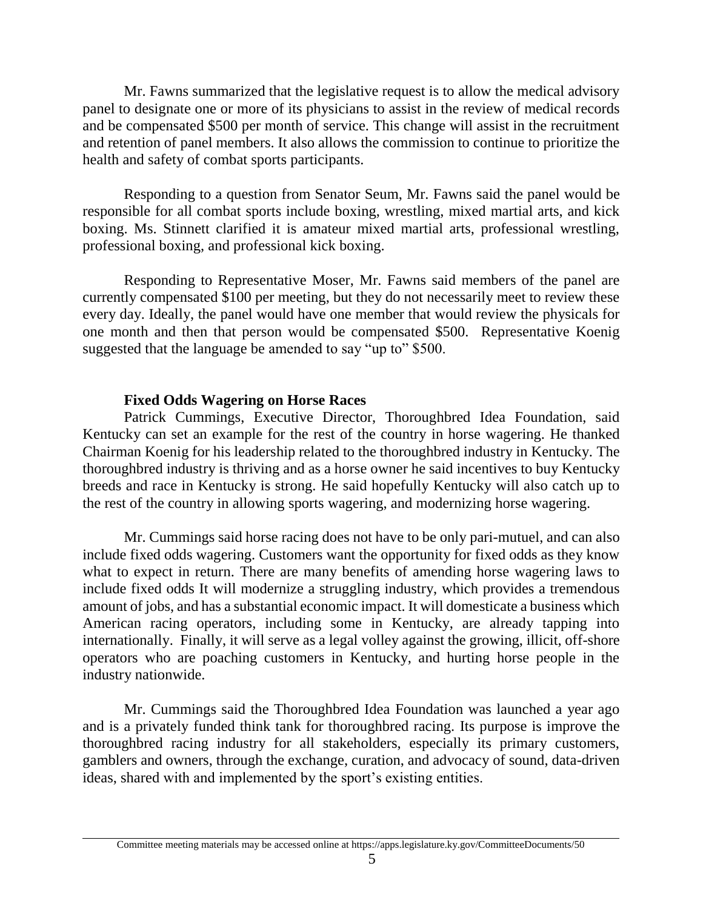Mr. Fawns summarized that the legislative request is to allow the medical advisory panel to designate one or more of its physicians to assist in the review of medical records and be compensated $500 per month of service. This change will assist in the recruitment and retention of panel members. It also allows the commission to continue to prioritize the health and safety of combat sports participants.

Responding to a question from Senator Seum, Mr. Fawns said the panel would be responsible for all combat sports include boxing, wrestling, mixed martial arts, and kick boxing. Ms. Stinnett clarified it is amateur mixed martial arts, professional wrestling, professional boxing, and professional kick boxing.

Responding to Representative Moser, Mr. Fawns said members of the panel are currently compensated $100 per meeting, but they do not necessarily meet to review these every day. Ideally, the panel would have one member that would review the physicals for one month and then that person would be compensated $500. Representative Koenig suggested that the language be amended to say "up to" $500.

**Fixed Odds Wagering on Horse Races**

Patrick Cummings, Executive Director, Thoroughbred Idea Foundation, said Kentucky can set an example for the rest of the country in horse wagering. He thanked Chairman Koenig for his leadership related to the thoroughbred industry in Kentucky. The thoroughbred industry is thriving and as a horse owner he said incentives to buy Kentucky breeds and race in Kentucky is strong. He said hopefully Kentucky will also catch up to the rest of the country in allowing sports wagering, and modernizing horse wagering.

Mr. Cummings said horse racing does not have to be only pari-mutuel, and can also include fixed odds wagering. Customers want the opportunity for fixed odds as they know what to expect in return. There are many benefits of amending horse wagering laws to include fixed odds It will modernize a struggling industry, which provides a tremendous amount of jobs, and has a substantial economic impact. It will domesticate a business which American racing operators, including some in Kentucky, are already tapping into internationally. Finally, it will serve as a legal volley against the growing, illicit, off-shore operators who are poaching customers in Kentucky, and hurting horse people in the industry nationwide.

Mr. Cummings said the Thoroughbred Idea Foundation was launched a year ago and is a privately funded think tank for thoroughbred racing. Its purpose is improve the thoroughbred racing industry for all stakeholders, especially its primary customers, gamblers and owners, through the exchange, curation, and advocacy of sound, data-driven ideas, shared with and implemented by the sport's existing entities.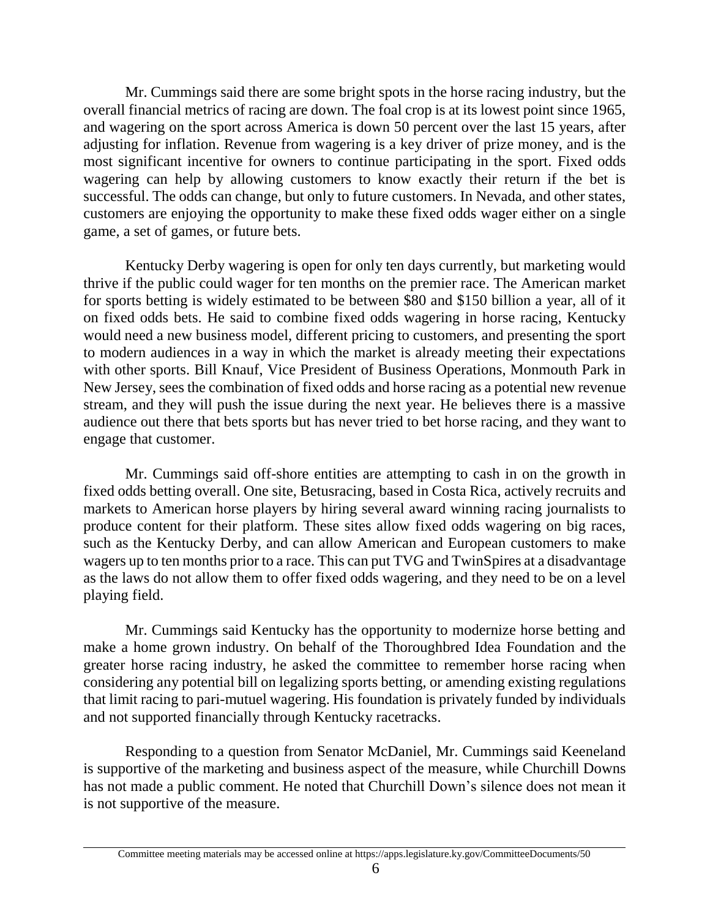Mr. Cummings said there are some bright spots in the horse racing industry, but the overall financial metrics of racing are down. The foal crop is at its lowest point since 1965, and wagering on the sport across America is down 50 percent over the last 15 years, after adjusting for inflation. Revenue from wagering is a key driver of prize money, and is the most significant incentive for owners to continue participating in the sport. Fixed odds wagering can help by allowing customers to know exactly their return if the bet is successful. The odds can change, but only to future customers. In Nevada, and other states, customers are enjoying the opportunity to make these fixed odds wager either on a single game, a set of games, or future bets.

Kentucky Derby wagering is open for only ten days currently, but marketing would thrive if the public could wager for ten months on the premier race. The American market for sports betting is widely estimated to be between $80 and $150 billion a year, all of it on fixed odds bets. He said to combine fixed odds wagering in horse racing, Kentucky would need a new business model, different pricing to customers, and presenting the sport to modern audiences in a way in which the market is already meeting their expectations with other sports. Bill Knauf, Vice President of Business Operations, Monmouth Park in New Jersey, sees the combination of fixed odds and horse racing as a potential new revenue stream, and they will push the issue during the next year. He believes there is a massive audience out there that bets sports but has never tried to bet horse racing, and they want to engage that customer.

Mr. Cummings said off-shore entities are attempting to cash in on the growth in fixed odds betting overall. One site, Betusracing, based in Costa Rica, actively recruits and markets to American horse players by hiring several award winning racing journalists to produce content for their platform. These sites allow fixed odds wagering on big races, such as the Kentucky Derby, and can allow American and European customers to make wagers up to ten months prior to a race. This can put TVG and TwinSpires at a disadvantage as the laws do not allow them to offer fixed odds wagering, and they need to be on a level playing field.

Mr. Cummings said Kentucky has the opportunity to modernize horse betting and make a home grown industry. On behalf of the Thoroughbred Idea Foundation and the greater horse racing industry, he asked the committee to remember horse racing when considering any potential bill on legalizing sports betting, or amending existing regulations that limit racing to pari-mutuel wagering. His foundation is privately funded by individuals and not supported financially through Kentucky racetracks.

Responding to a question from Senator McDaniel, Mr. Cummings said Keeneland is supportive of the marketing and business aspect of the measure, while Churchill Downs has not made a public comment. He noted that Churchill Down's silence does not mean it is not supportive of the measure.

Committee meeting materials may be accessed online at https://apps.legislature.ky.gov/CommitteeDocuments/50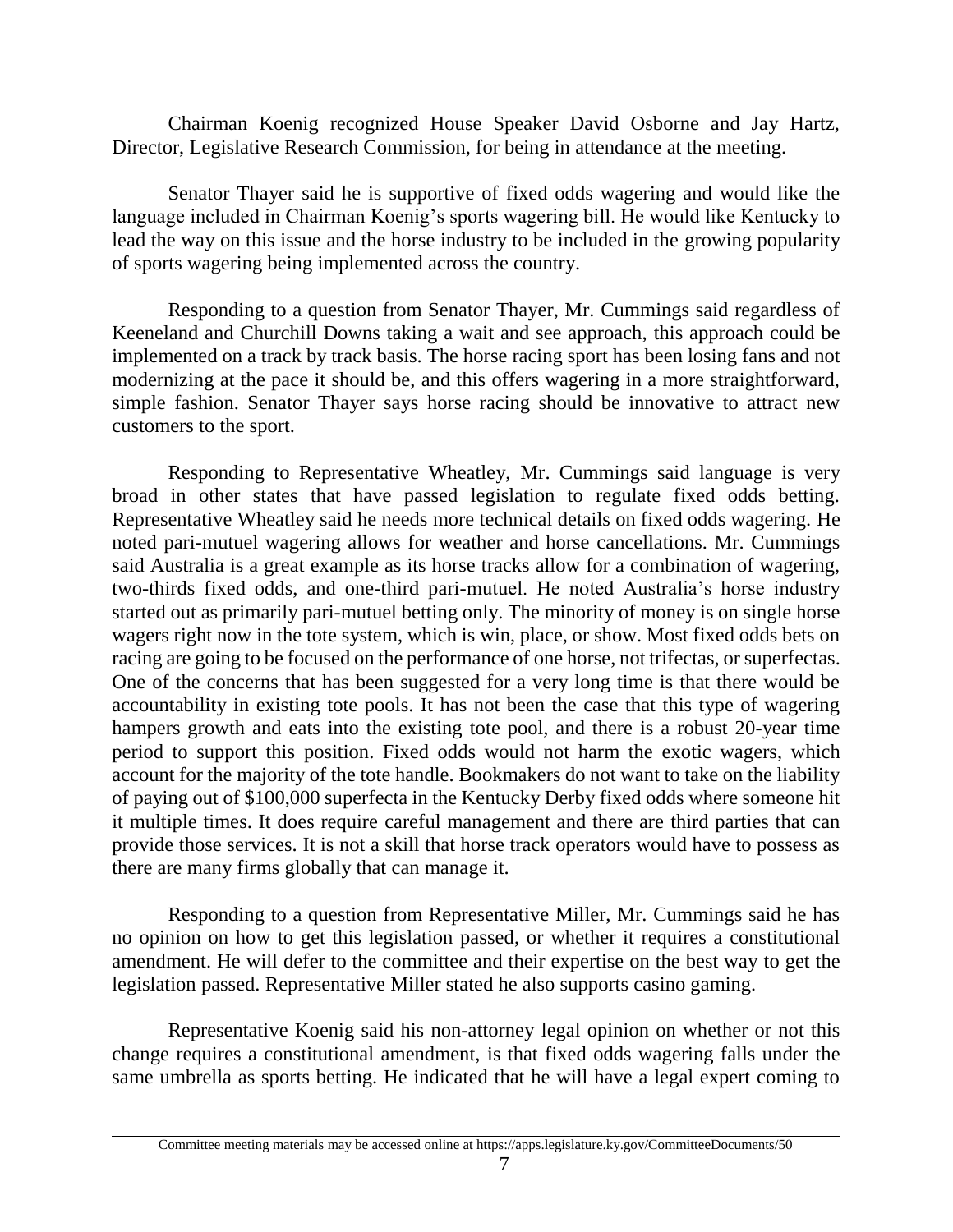Chairman Koenig recognized House Speaker David Osborne and Jay Hartz, Director, Legislative Research Commission, for being in attendance at the meeting.

Senator Thayer said he is supportive of fixed odds wagering and would like the language included in Chairman Koenig's sports wagering bill. He would like Kentucky to lead the way on this issue and the horse industry to be included in the growing popularity of sports wagering being implemented across the country.

Responding to a question from Senator Thayer, Mr. Cummings said regardless of Keeneland and Churchill Downs taking a wait and see approach, this approach could be implemented on a track by track basis. The horse racing sport has been losing fans and not modernizing at the pace it should be, and this offers wagering in a more straightforward, simple fashion. Senator Thayer says horse racing should be innovative to attract new customers to the sport.

Responding to Representative Wheatley, Mr. Cummings said language is very broad in other states that have passed legislation to regulate fixed odds betting. Representative Wheatley said he needs more technical details on fixed odds wagering. He noted pari-mutuel wagering allows for weather and horse cancellations. Mr. Cummings said Australia is a great example as its horse tracks allow for a combination of wagering, two-thirds fixed odds, and one-third pari-mutuel. He noted Australia's horse industry started out as primarily pari-mutuel betting only. The minority of money is on single horse wagers right now in the tote system, which is win, place, or show. Most fixed odds bets on racing are going to be focused on the performance of one horse, not trifectas, or superfectas. One of the concerns that has been suggested for a very long time is that there would be accountability in existing tote pools. It has not been the case that this type of wagering hampers growth and eats into the existing tote pool, and there is a robust 20-year time period to support this position. Fixed odds would not harm the exotic wagers, which account for the majority of the tote handle. Bookmakers do not want to take on the liability of paying out of $100,000 superfecta in the Kentucky Derby fixed odds where someone hit it multiple times. It does require careful management and there are third parties that can provide those services. It is not a skill that horse track operators would have to possess as there are many firms globally that can manage it.

Responding to a question from Representative Miller, Mr. Cummings said he has no opinion on how to get this legislation passed, or whether it requires a constitutional amendment. He will defer to the committee and their expertise on the best way to get the legislation passed. Representative Miller stated he also supports casino gaming.

Representative Koenig said his non-attorney legal opinion on whether or not this change requires a constitutional amendment, is that fixed odds wagering falls under the same umbrella as sports betting. He indicated that he will have a legal expert coming to

Committee meeting materials may be accessed online at https://apps.legislature.ky.gov/CommitteeDocuments/50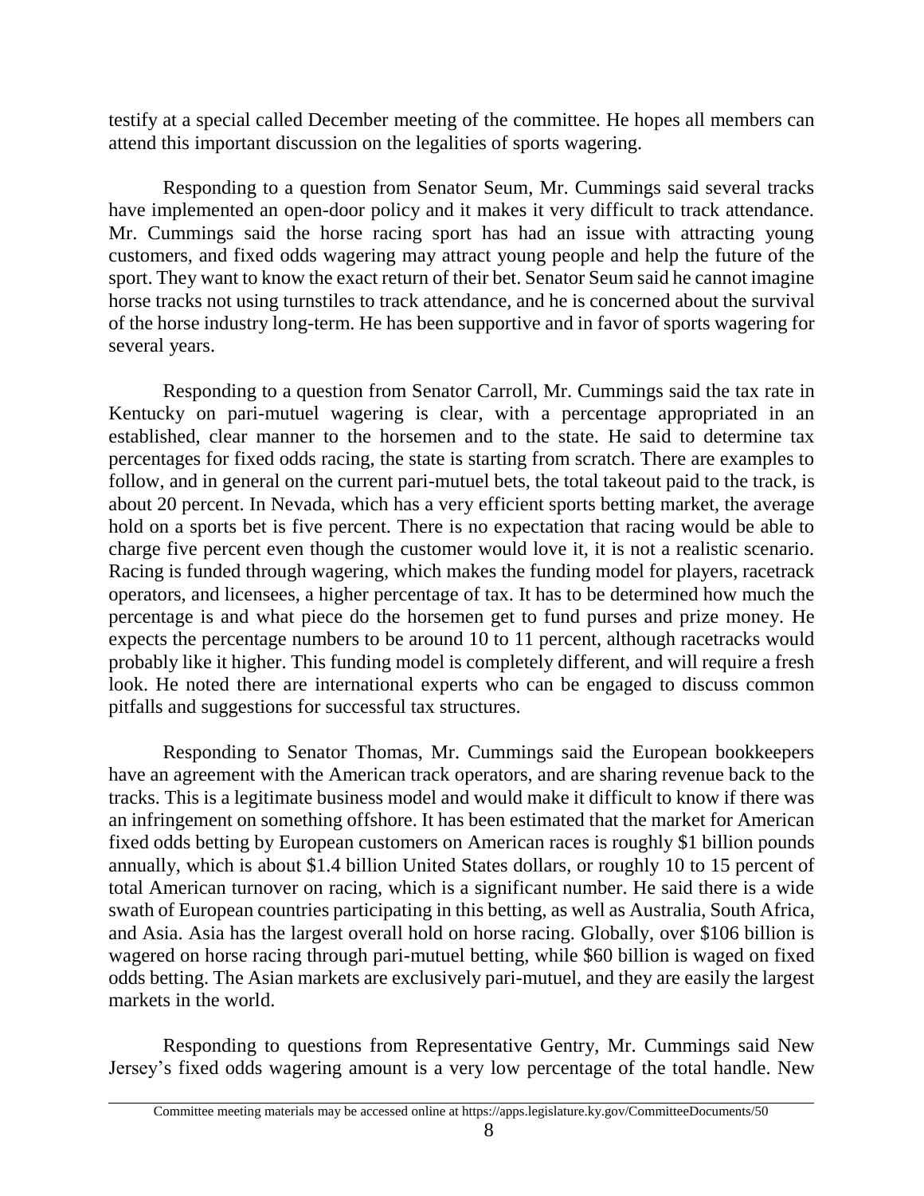testify at a special called December meeting of the committee. He hopes all members can attend this important discussion on the legalities of sports wagering.

Responding to a question from Senator Seum, Mr. Cummings said several tracks have implemented an open-door policy and it makes it very difficult to track attendance. Mr. Cummings said the horse racing sport has had an issue with attracting young customers, and fixed odds wagering may attract young people and help the future of the sport. They want to know the exact return of their bet. Senator Seum said he cannot imagine horse tracks not using turnstiles to track attendance, and he is concerned about the survival of the horse industry long-term. He has been supportive and in favor of sports wagering for several years.

Responding to a question from Senator Carroll, Mr. Cummings said the tax rate in Kentucky on pari-mutuel wagering is clear, with a percentage appropriated in an established, clear manner to the horsemen and to the state. He said to determine tax percentages for fixed odds racing, the state is starting from scratch. There are examples to follow, and in general on the current pari-mutuel bets, the total takeout paid to the track, is about 20 percent. In Nevada, which has a very efficient sports betting market, the average hold on a sports bet is five percent. There is no expectation that racing would be able to charge five percent even though the customer would love it, it is not a realistic scenario. Racing is funded through wagering, which makes the funding model for players, racetrack operators, and licensees, a higher percentage of tax. It has to be determined how much the percentage is and what piece do the horsemen get to fund purses and prize money. He expects the percentage numbers to be around 10 to 11 percent, although racetracks would probably like it higher. This funding model is completely different, and will require a fresh look. He noted there are international experts who can be engaged to discuss common pitfalls and suggestions for successful tax structures.

Responding to Senator Thomas, Mr. Cummings said the European bookkeepers have an agreement with the American track operators, and are sharing revenue back to the tracks. This is a legitimate business model and would make it difficult to know if there was an infringement on something offshore. It has been estimated that the market for American fixed odds betting by European customers on American races is roughly $1 billion pounds annually, which is about $1.4 billion United States dollars, or roughly 10 to 15 percent of total American turnover on racing, which is a significant number. He said there is a wide swath of European countries participating in this betting, as well as Australia, South Africa, and Asia. Asia has the largest overall hold on horse racing. Globally, over $106 billion is wagered on horse racing through pari-mutuel betting, while $60 billion is waged on fixed odds betting. The Asian markets are exclusively pari-mutuel, and they are easily the largest markets in the world.

Responding to questions from Representative Gentry, Mr. Cummings said New Jersey's fixed odds wagering amount is a very low percentage of the total handle. New

Committee meeting materials may be accessed online at https://apps.legislature.ky.gov/CommitteeDocuments/50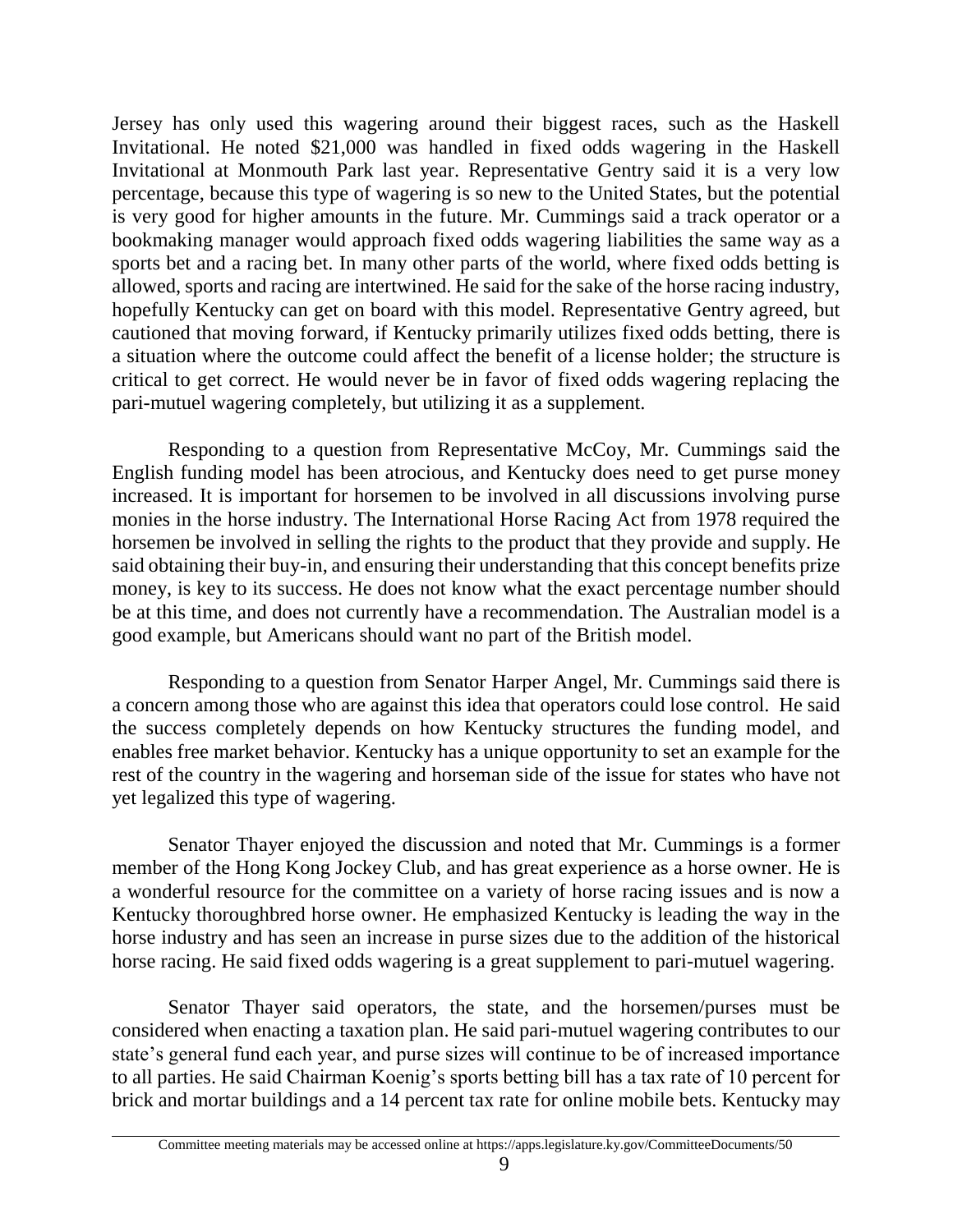Jersey has only used this wagering around their biggest races, such as the Haskell Invitational. He noted $21,000 was handled in fixed odds wagering in the Haskell Invitational at Monmouth Park last year. Representative Gentry said it is a very low percentage, because this type of wagering is so new to the United States, but the potential is very good for higher amounts in the future. Mr. Cummings said a track operator or a bookmaking manager would approach fixed odds wagering liabilities the same way as a sports bet and a racing bet. In many other parts of the world, where fixed odds betting is allowed, sports and racing are intertwined. He said for the sake of the horse racing industry, hopefully Kentucky can get on board with this model. Representative Gentry agreed, but cautioned that moving forward, if Kentucky primarily utilizes fixed odds betting, there is a situation where the outcome could affect the benefit of a license holder; the structure is critical to get correct. He would never be in favor of fixed odds wagering replacing the pari-mutuel wagering completely, but utilizing it as a supplement.

Responding to a question from Representative McCoy, Mr. Cummings said the English funding model has been atrocious, and Kentucky does need to get purse money increased. It is important for horsemen to be involved in all discussions involving purse monies in the horse industry. The International Horse Racing Act from 1978 required the horsemen be involved in selling the rights to the product that they provide and supply. He said obtaining their buy-in, and ensuring their understanding that this concept benefits prize money, is key to its success. He does not know what the exact percentage number should be at this time, and does not currently have a recommendation. The Australian model is a good example, but Americans should want no part of the British model.

Responding to a question from Senator Harper Angel, Mr. Cummings said there is a concern among those who are against this idea that operators could lose control. He said the success completely depends on how Kentucky structures the funding model, and enables free market behavior. Kentucky has a unique opportunity to set an example for the rest of the country in the wagering and horseman side of the issue for states who have not yet legalized this type of wagering.

Senator Thayer enjoyed the discussion and noted that Mr. Cummings is a former member of the Hong Kong Jockey Club, and has great experience as a horse owner. He is a wonderful resource for the committee on a variety of horse racing issues and is now a Kentucky thoroughbred horse owner. He emphasized Kentucky is leading the way in the horse industry and has seen an increase in purse sizes due to the addition of the historical horse racing. He said fixed odds wagering is a great supplement to pari-mutuel wagering.

Senator Thayer said operators, the state, and the horsemen/purses must be considered when enacting a taxation plan. He said pari-mutuel wagering contributes to our state's general fund each year, and purse sizes will continue to be of increased importance to all parties. He said Chairman Koenig's sports betting bill has a tax rate of 10 percent for brick and mortar buildings and a 14 percent tax rate for online mobile bets. Kentucky may

Committee meeting materials may be accessed online at https://apps.legislature.ky.gov/CommitteeDocuments/50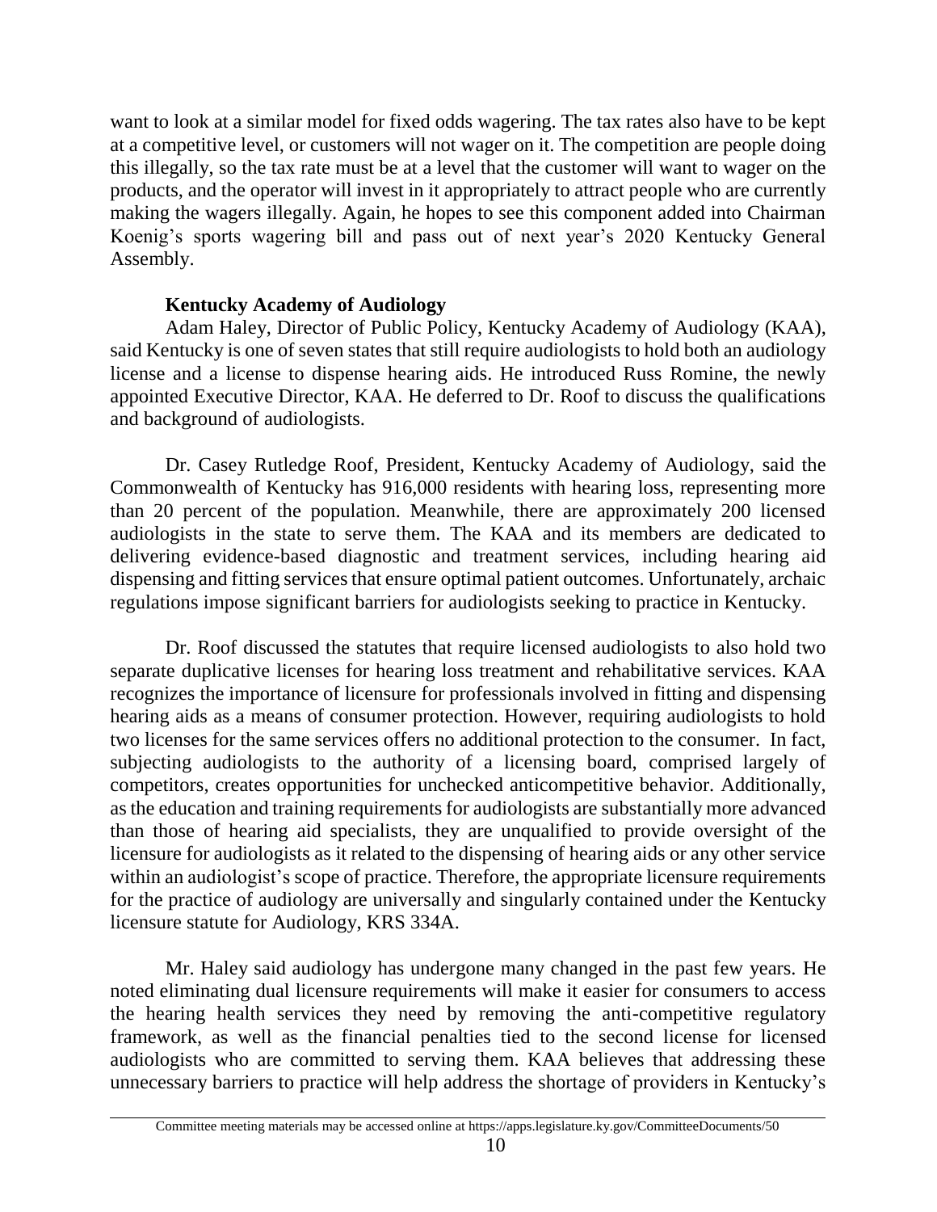want to look at a similar model for fixed odds wagering. The tax rates also have to be kept at a competitive level, or customers will not wager on it. The competition are people doing this illegally, so the tax rate must be at a level that the customer will want to wager on the products, and the operator will invest in it appropriately to attract people who are currently making the wagers illegally. Again, he hopes to see this component added into Chairman Koenig's sports wagering bill and pass out of next year's 2020 Kentucky General Assembly.

**Kentucky Academy of Audiology**

Adam Haley, Director of Public Policy, Kentucky Academy of Audiology (KAA), said Kentucky is one of seven states that still require audiologists to hold both an audiology license and a license to dispense hearing aids. He introduced Russ Romine, the newly appointed Executive Director, KAA. He deferred to Dr. Roof to discuss the qualifications and background of audiologists.

Dr. Casey Rutledge Roof, President, Kentucky Academy of Audiology, said the Commonwealth of Kentucky has 916,000 residents with hearing loss, representing more than 20 percent of the population. Meanwhile, there are approximately 200 licensed audiologists in the state to serve them. The KAA and its members are dedicated to delivering evidence-based diagnostic and treatment services, including hearing aid dispensing and fitting services that ensure optimal patient outcomes. Unfortunately, archaic regulations impose significant barriers for audiologists seeking to practice in Kentucky.

Dr. Roof discussed the statutes that require licensed audiologists to also hold two separate duplicative licenses for hearing loss treatment and rehabilitative services. KAA recognizes the importance of licensure for professionals involved in fitting and dispensing hearing aids as a means of consumer protection. However, requiring audiologists to hold two licenses for the same services offers no additional protection to the consumer. In fact, subjecting audiologists to the authority of a licensing board, comprised largely of competitors, creates opportunities for unchecked anticompetitive behavior. Additionally, as the education and training requirements for audiologists are substantially more advanced than those of hearing aid specialists, they are unqualified to provide oversight of the licensure for audiologists as it related to the dispensing of hearing aids or any other service within an audiologist's scope of practice. Therefore, the appropriate licensure requirements for the practice of audiology are universally and singularly contained under the Kentucky licensure statute for Audiology, KRS 334A.

Mr. Haley said audiology has undergone many changed in the past few years. He noted eliminating dual licensure requirements will make it easier for consumers to access the hearing health services they need by removing the anti-competitive regulatory framework, as well as the financial penalties tied to the second license for licensed audiologists who are committed to serving them. KAA believes that addressing these unnecessary barriers to practice will help address the shortage of providers in Kentucky's

Committee meeting materials may be accessed online at https://apps.legislature.ky.gov/CommitteeDocuments/50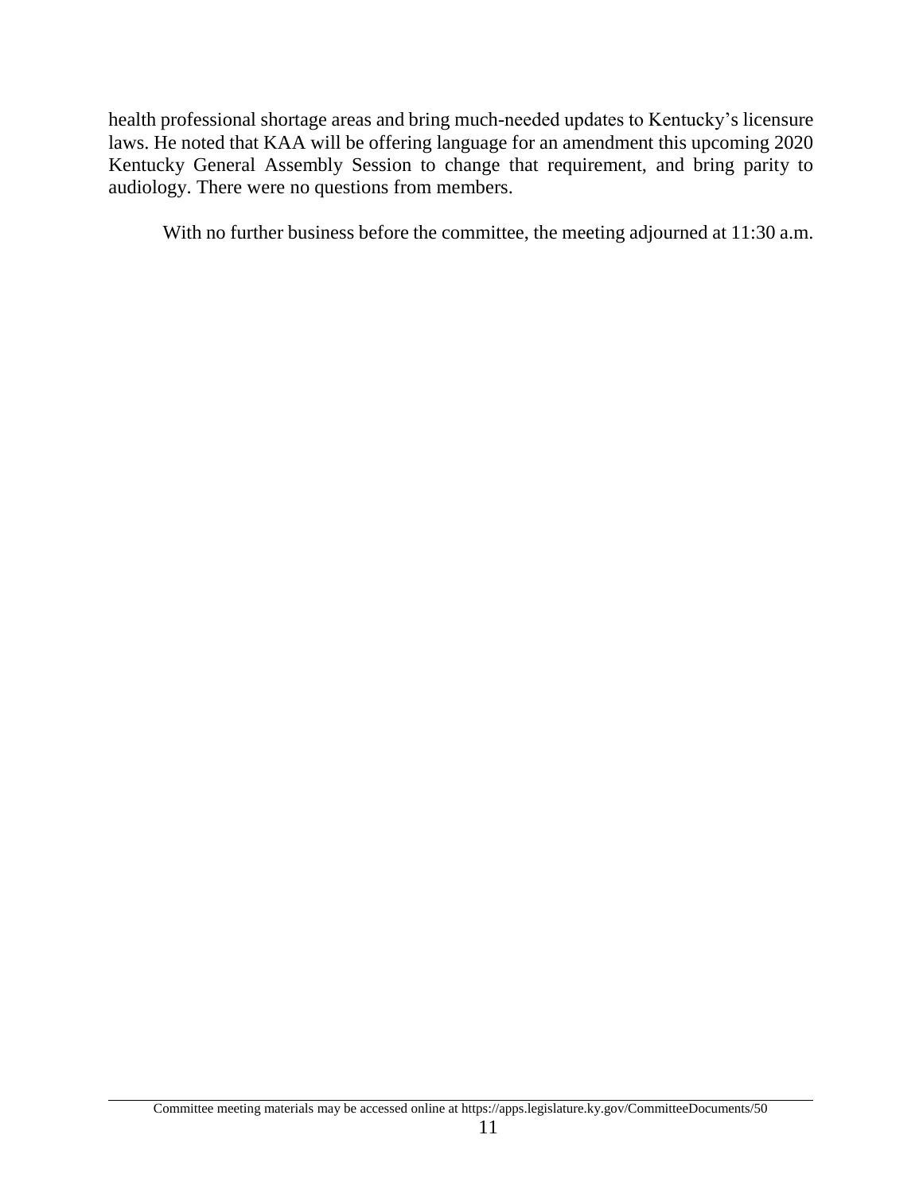health professional shortage areas and bring much-needed updates to Kentucky's licensure laws. He noted that KAA will be offering language for an amendment this upcoming 2020 Kentucky General Assembly Session to change that requirement, and bring parity to audiology. There were no questions from members.

With no further business before the committee, the meeting adjourned at 11:30 a.m.

Committee meeting materials may be accessed online at https://apps.legislature.ky.gov/CommitteeDocuments/50